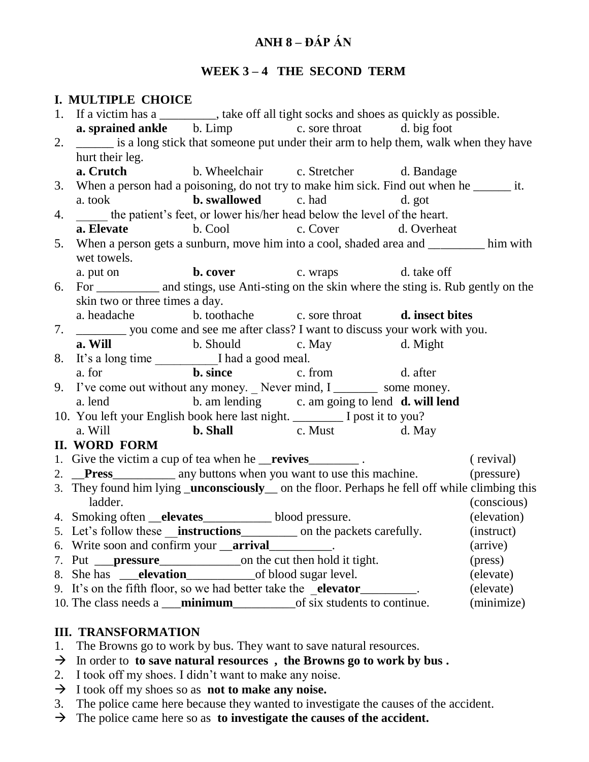# ANH 8 – ĐÁP ÁN

## WEEK 3 – 4 THE SECOND TERM

### I. MULTIPLE CHOICE

1. If a victim has a _________, take off all tight socks and shoes as quickly as possible.
   **a. sprained ankle** b. Limp c. sore throat d. big foot
2. ______ is a long stick that someone put under their arm to help them, walk when they have hurt their leg.
   **a. Crutch** b. Wheelchair c. Stretcher d. Bandage
3. When a person had a poisoning, do not try to make him sick. Find out when he ______ it.
   a. took **b. swallowed** c. had d. got
4. _____ the patient's feet, or lower his/her head below the level of the heart.
   **a. Elevate** b. Cool c. Cover d. Overheat
5. When a person gets a sunburn, move him into a cool, shaded area and _________ him with wet towels.
   a. put on **b. cover** c. wraps d. take off
6. For __________ and stings, use Anti-sting on the skin where the sting is. Rub gently on the skin two or three times a day.
   a. headache b. toothache c. sore throat **d. insect bites**
7. ________ you come and see me after class? I want to discuss your work with you.
   **a. Will** b. Should c. May d. Might
8. It's a long time __________I had a good meal.
   a. for **b. since** c. from d. after
9. I've come out without any money. _ Never mind, I _______ some money.
   a. lend b. am lending c. am going to lend **d. will lend**
10. You left your English book here last night. ________ I post it to you?
    a. Will **b. Shall** c. Must d. May

### II. WORD FORM

1. Give the victim a cup of tea when he __**revives**________ . ( revival)
2. __**Press**__________ any buttons when you want to use this machine. (pressure)
3. They found him lying _**unconsciously**__ on the floor. Perhaps he fell off while climbing this ladder. (conscious)
4. Smoking often __**elevates**___________ blood pressure. (elevation)
5. Let's follow these __**instructions**_________ on the packets carefully. (instruct)
6. Write soon and confirm your __**arrival**__________. (arrive)
7. Put ___**pressure**_____________on the cut then hold it tight. (press)
8. She has ___**elevation**___________of blood sugar level. (elevate)
9. It's on the fifth floor, so we had better take the _**elevator**_________. (elevate)
10. The class needs a ___**minimum**__________of six students to continue. (minimize)

### III. TRANSFORMATION

1. The Browns go to work by bus. They want to save natural resources.
   → In order to **to save natural resources , the Browns go to work by bus .**
2. I took off my shoes. I didn't want to make any noise.
   → I took off my shoes so as **not to make any noise.**
3. The police came here because they wanted to investigate the causes of the accident.
   → The police came here so as **to investigate the causes of the accident.**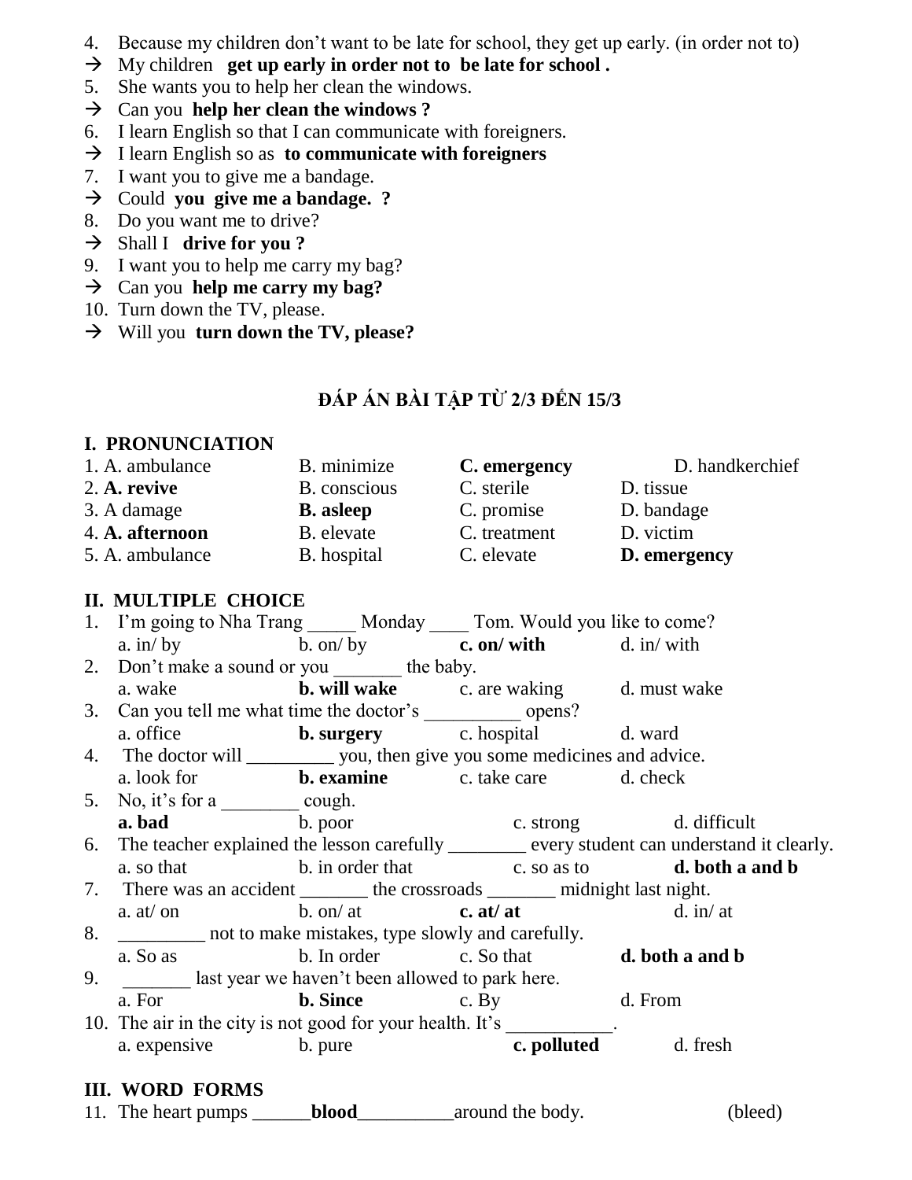4. Because my children don't want to be late for school, they get up early. (in order not to)

→ My children **get up early in order not to be late for school .**

5. She wants you to help her clean the windows.

→ Can you **help her clean the windows ?**

6. I learn English so that I can communicate with foreigners.

→ I learn English so as **to communicate with foreigners**

7. I want you to give me a bandage.

→ Could **you give me a bandage. ?**

8. Do you want me to drive?

→ Shall I **drive for you ?**

9. I want you to help me carry my bag?

→ Can you **help me carry my bag?**

10. Turn down the TV, please.

→ Will you **turn down the TV, please?**

## ĐÁP ÁN BÀI TẬP TỪ 2/3 ĐẾN 15/3

### I. PRONUNCIATION

1. A. ambulance B. minimize **C. emergency** D. handkerchief
2. **A. revive** B. conscious C. sterile D. tissue
3. A damage **B. asleep** C. promise D. bandage
4. **A. afternoon** B. elevate C. treatment D. victim
5. A. ambulance B. hospital C. elevate **D. emergency**

### II. MULTIPLE CHOICE

1. I'm going to Nha Trang _____ Monday ____ Tom. Would you like to come?
   a. in/ by b. on/ by **c. on/ with** d. in/ with
2. Don't make a sound or you _______ the baby.
   a. wake **b. will wake** c. are waking d. must wake
3. Can you tell me what time the doctor's __________ opens?
   a. office **b. surgery** c. hospital d. ward
4. The doctor will _________ you, then give you some medicines and advice.
   a. look for **b. examine** c. take care d. check
5. No, it's for a ________ cough.
   **a. bad** b. poor c. strong d. difficult
6. The teacher explained the lesson carefully ________ every student can understand it clearly.
   a. so that b. in order that c. so as to **d. both a and b**
7. There was an accident _______ the crossroads _______ midnight last night.
   a. at/ on b. on/ at **c. at/ at** d. in/ at
8. _________ not to make mistakes, type slowly and carefully.
   a. So as b. In order c. So that **d. both a and b**
9. _______ last year we haven't been allowed to park here.
   a. For **b. Since** c. By d. From
10. The air in the city is not good for your health. It's ___________.
    a. expensive b. pure **c. polluted** d. fresh

### III. WORD FORMS

11. The heart pumps ______**blood**__________around the body. (bleed)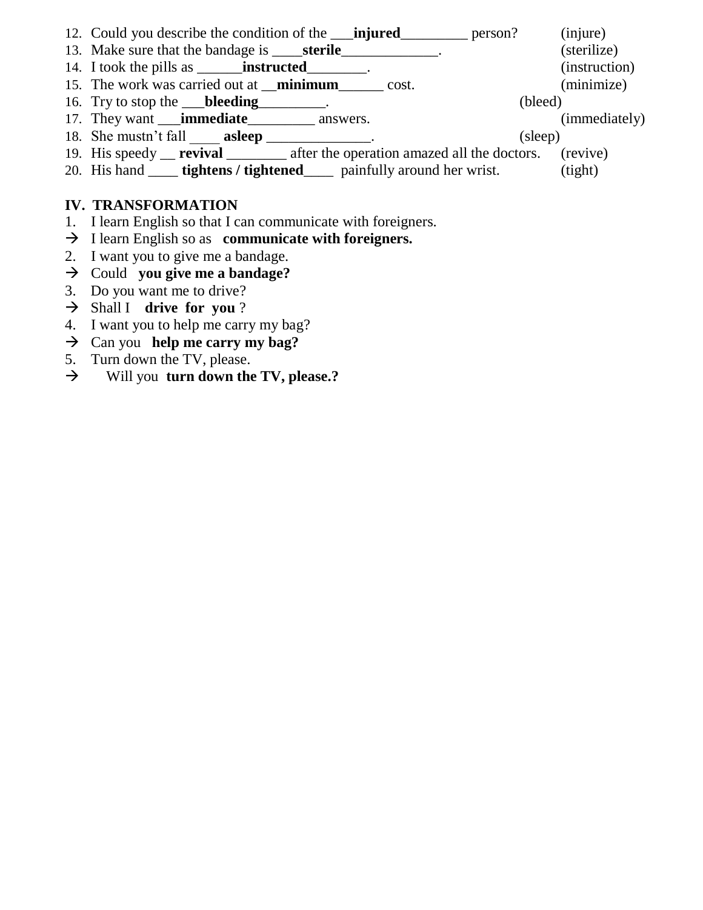12. Could you describe the condition of the ___**injured**_________ person? (injure)
13. Make sure that the bandage is ____**sterile**_____________. (sterilize)
14. I took the pills as ______**instructed**________. (instruction)
15. The work was carried out at __**minimum**______ cost. (minimize)
16. Try to stop the ___**bleeding**_________. (bleed)
17. They want ___**immediate**_________ answers. (immediately)
18. She mustn't fall ____ **asleep** ______________. (sleep)
19. His speedy __ **revival** ________ after the operation amazed all the doctors. (revive)
20. His hand ____ **tightens / tightened**____ painfully around her wrist. (tight)

## IV. TRANSFORMATION

1. I learn English so that I can communicate with foreigners.

→ I learn English so as **communicate with foreigners.**

2. I want you to give me a bandage.

→ Could **you give me a bandage?**

3. Do you want me to drive?

→ Shall I **drive for you** ?

4. I want you to help me carry my bag?

→ Can you **help me carry my bag?**

5. Turn down the TV, please.

→ Will you **turn down the TV, please.?**